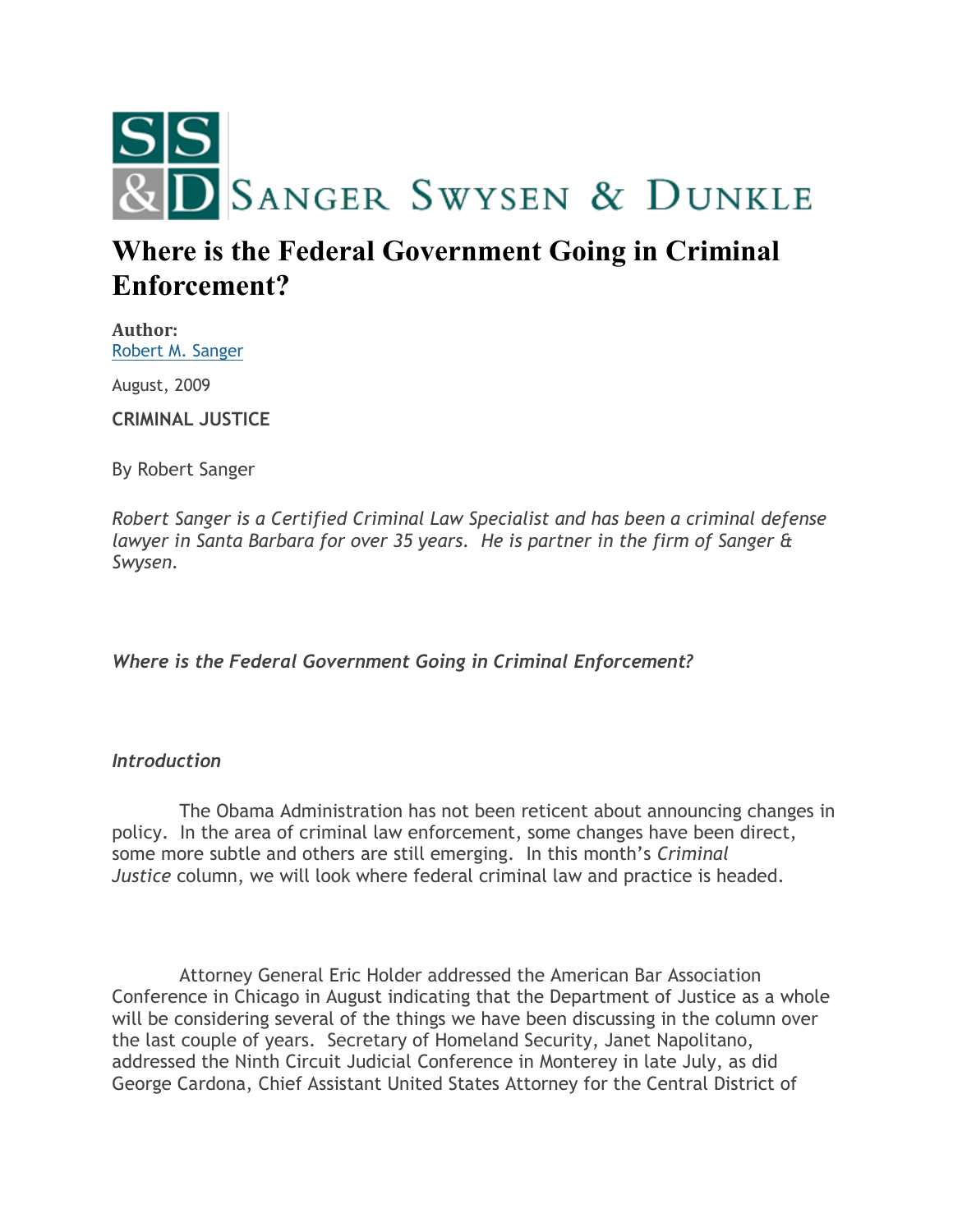SANGER SWYSEN & DUNKLE

# Where is the Federal Government Going in Criminal Enforcement?

**Author:**
Robert M. Sanger

August, 2009

**CRIMINAL JUSTICE**

By Robert Sanger

*Robert Sanger is a Certified Criminal Law Specialist and has been a criminal defense lawyer in Santa Barbara for over 35 years. He is partner in the firm of Sanger & Swysen.*

***Where is the Federal Government Going in Criminal Enforcement?***

***Introduction***

The Obama Administration has not been reticent about announcing changes in policy. In the area of criminal law enforcement, some changes have been direct, some more subtle and others are still emerging. In this month's *Criminal Justice* column, we will look where federal criminal law and practice is headed.

Attorney General Eric Holder addressed the American Bar Association Conference in Chicago in August indicating that the Department of Justice as a whole will be considering several of the things we have been discussing in the column over the last couple of years. Secretary of Homeland Security, Janet Napolitano, addressed the Ninth Circuit Judicial Conference in Monterey in late July, as did George Cardona, Chief Assistant United States Attorney for the Central District of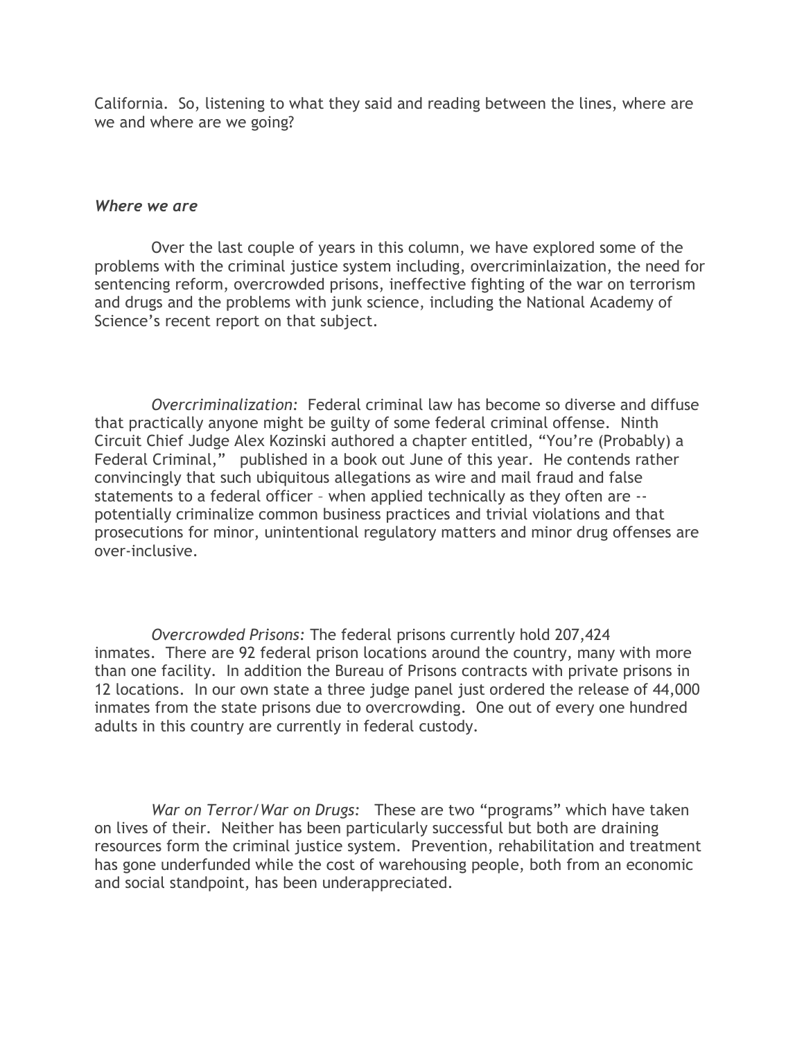California. So, listening to what they said and reading between the lines, where are we and where are we going?

### *Where we are*

Over the last couple of years in this column, we have explored some of the problems with the criminal justice system including, overcriminlaization, the need for sentencing reform, overcrowded prisons, ineffective fighting of the war on terrorism and drugs and the problems with junk science, including the National Academy of Science's recent report on that subject.

*Overcriminalization:* Federal criminal law has become so diverse and diffuse that practically anyone might be guilty of some federal criminal offense. Ninth Circuit Chief Judge Alex Kozinski authored a chapter entitled, "You're (Probably) a Federal Criminal," published in a book out June of this year. He contends rather convincingly that such ubiquitous allegations as wire and mail fraud and false statements to a federal officer – when applied technically as they often are -- potentially criminalize common business practices and trivial violations and that prosecutions for minor, unintentional regulatory matters and minor drug offenses are over-inclusive.

*Overcrowded Prisons:* The federal prisons currently hold 207,424 inmates. There are 92 federal prison locations around the country, many with more than one facility. In addition the Bureau of Prisons contracts with private prisons in 12 locations. In our own state a three judge panel just ordered the release of 44,000 inmates from the state prisons due to overcrowding. One out of every one hundred adults in this country are currently in federal custody.

*War on Terror/War on Drugs:* These are two "programs" which have taken on lives of their. Neither has been particularly successful but both are draining resources form the criminal justice system. Prevention, rehabilitation and treatment has gone underfunded while the cost of warehousing people, both from an economic and social standpoint, has been underappreciated.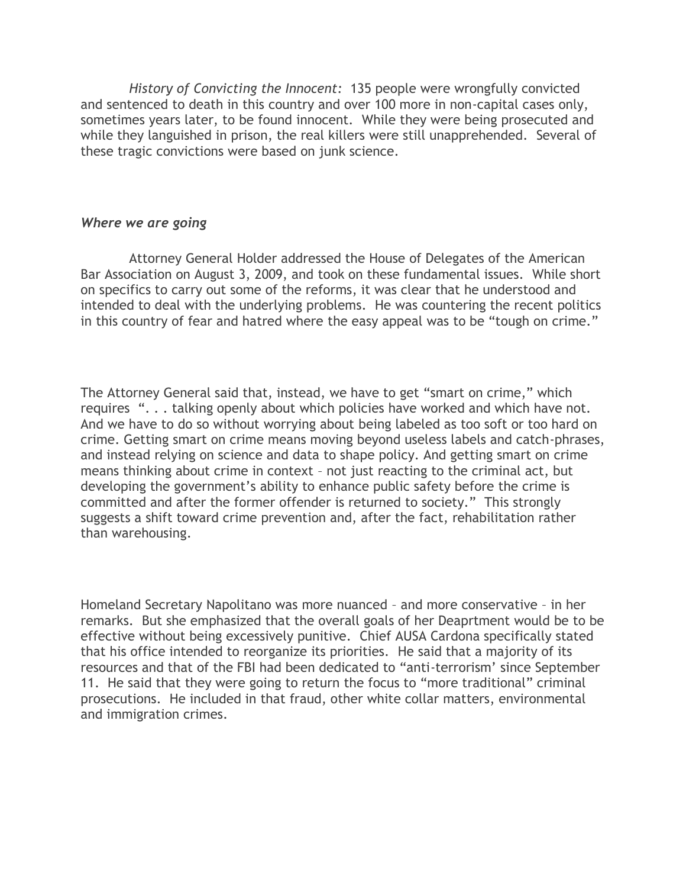*History of Convicting the Innocent:* 135 people were wrongfully convicted and sentenced to death in this country and over 100 more in non-capital cases only, sometimes years later, to be found innocent. While they were being prosecuted and while they languished in prison, the real killers were still unapprehended. Several of these tragic convictions were based on junk science.

### *Where we are going*

Attorney General Holder addressed the House of Delegates of the American Bar Association on August 3, 2009, and took on these fundamental issues. While short on specifics to carry out some of the reforms, it was clear that he understood and intended to deal with the underlying problems. He was countering the recent politics in this country of fear and hatred where the easy appeal was to be "tough on crime."

The Attorney General said that, instead, we have to get "smart on crime," which requires ". . . talking openly about which policies have worked and which have not. And we have to do so without worrying about being labeled as too soft or too hard on crime. Getting smart on crime means moving beyond useless labels and catch-phrases, and instead relying on science and data to shape policy. And getting smart on crime means thinking about crime in context – not just reacting to the criminal act, but developing the government's ability to enhance public safety before the crime is committed and after the former offender is returned to society." This strongly suggests a shift toward crime prevention and, after the fact, rehabilitation rather than warehousing.

Homeland Secretary Napolitano was more nuanced – and more conservative – in her remarks. But she emphasized that the overall goals of her Deaprtment would be to be effective without being excessively punitive. Chief AUSA Cardona specifically stated that his office intended to reorganize its priorities. He said that a majority of its resources and that of the FBI had been dedicated to "anti-terrorism' since September 11. He said that they were going to return the focus to "more traditional" criminal prosecutions. He included in that fraud, other white collar matters, environmental and immigration crimes.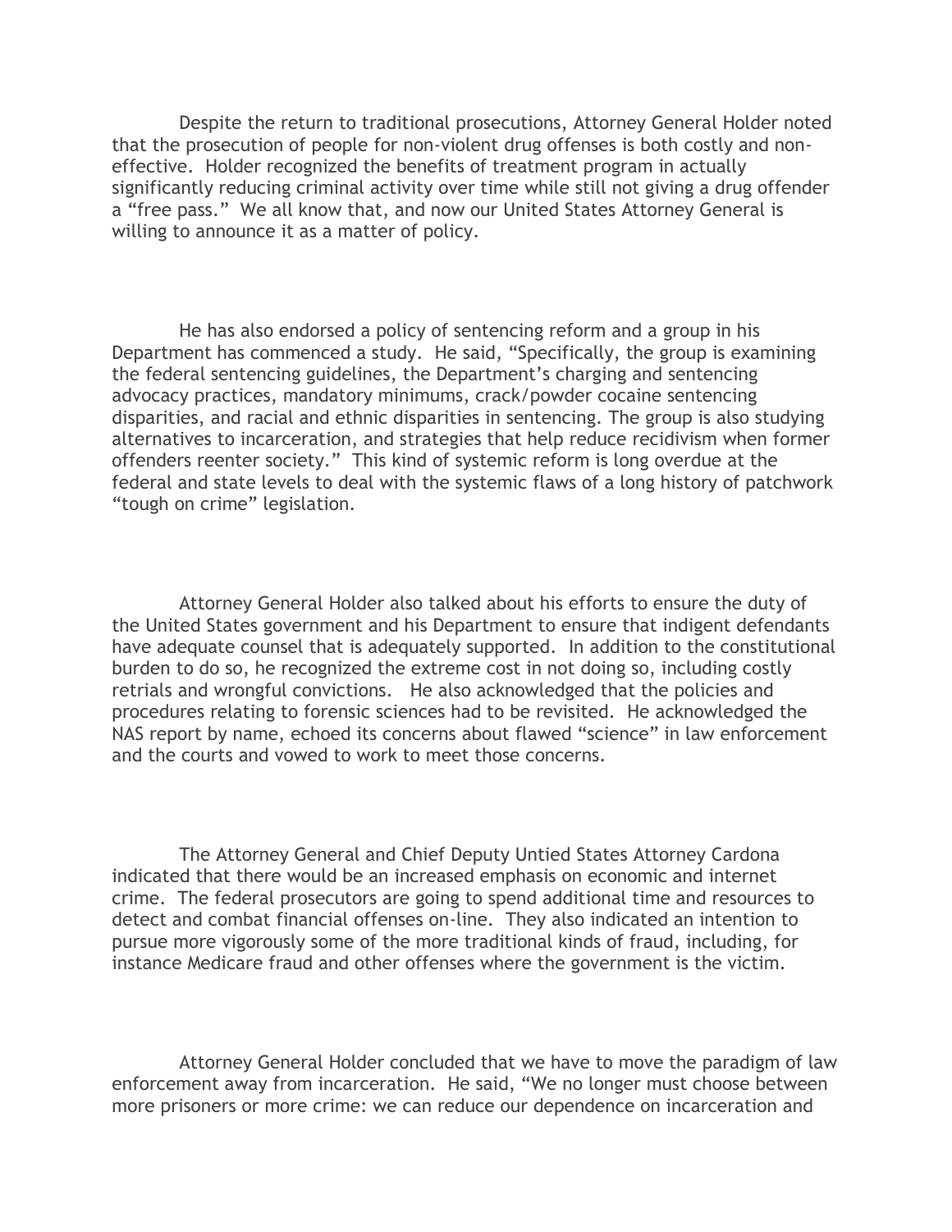Despite the return to traditional prosecutions, Attorney General Holder noted that the prosecution of people for non-violent drug offenses is both costly and non-effective. Holder recognized the benefits of treatment program in actually significantly reducing criminal activity over time while still not giving a drug offender a "free pass." We all know that, and now our United States Attorney General is willing to announce it as a matter of policy.

He has also endorsed a policy of sentencing reform and a group in his Department has commenced a study. He said, "Specifically, the group is examining the federal sentencing guidelines, the Department's charging and sentencing advocacy practices, mandatory minimums, crack/powder cocaine sentencing disparities, and racial and ethnic disparities in sentencing. The group is also studying alternatives to incarceration, and strategies that help reduce recidivism when former offenders reenter society." This kind of systemic reform is long overdue at the federal and state levels to deal with the systemic flaws of a long history of patchwork "tough on crime" legislation.

Attorney General Holder also talked about his efforts to ensure the duty of the United States government and his Department to ensure that indigent defendants have adequate counsel that is adequately supported. In addition to the constitutional burden to do so, he recognized the extreme cost in not doing so, including costly retrials and wrongful convictions. He also acknowledged that the policies and procedures relating to forensic sciences had to be revisited. He acknowledged the NAS report by name, echoed its concerns about flawed "science" in law enforcement and the courts and vowed to work to meet those concerns.

The Attorney General and Chief Deputy Untied States Attorney Cardona indicated that there would be an increased emphasis on economic and internet crime. The federal prosecutors are going to spend additional time and resources to detect and combat financial offenses on-line. They also indicated an intention to pursue more vigorously some of the more traditional kinds of fraud, including, for instance Medicare fraud and other offenses where the government is the victim.

Attorney General Holder concluded that we have to move the paradigm of law enforcement away from incarceration. He said, "We no longer must choose between more prisoners or more crime: we can reduce our dependence on incarceration and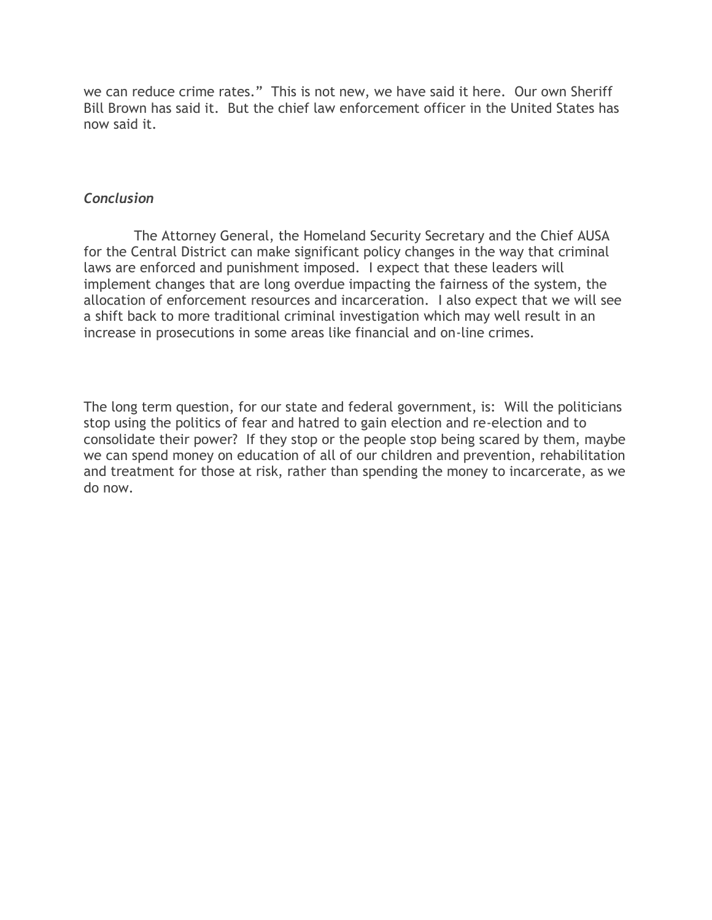we can reduce crime rates." This is not new, we have said it here. Our own Sheriff Bill Brown has said it. But the chief law enforcement officer in the United States has now said it.

## *Conclusion*

The Attorney General, the Homeland Security Secretary and the Chief AUSA for the Central District can make significant policy changes in the way that criminal laws are enforced and punishment imposed. I expect that these leaders will implement changes that are long overdue impacting the fairness of the system, the allocation of enforcement resources and incarceration. I also expect that we will see a shift back to more traditional criminal investigation which may well result in an increase in prosecutions in some areas like financial and on-line crimes.

The long term question, for our state and federal government, is: Will the politicians stop using the politics of fear and hatred to gain election and re-election and to consolidate their power? If they stop or the people stop being scared by them, maybe we can spend money on education of all of our children and prevention, rehabilitation and treatment for those at risk, rather than spending the money to incarcerate, as we do now.